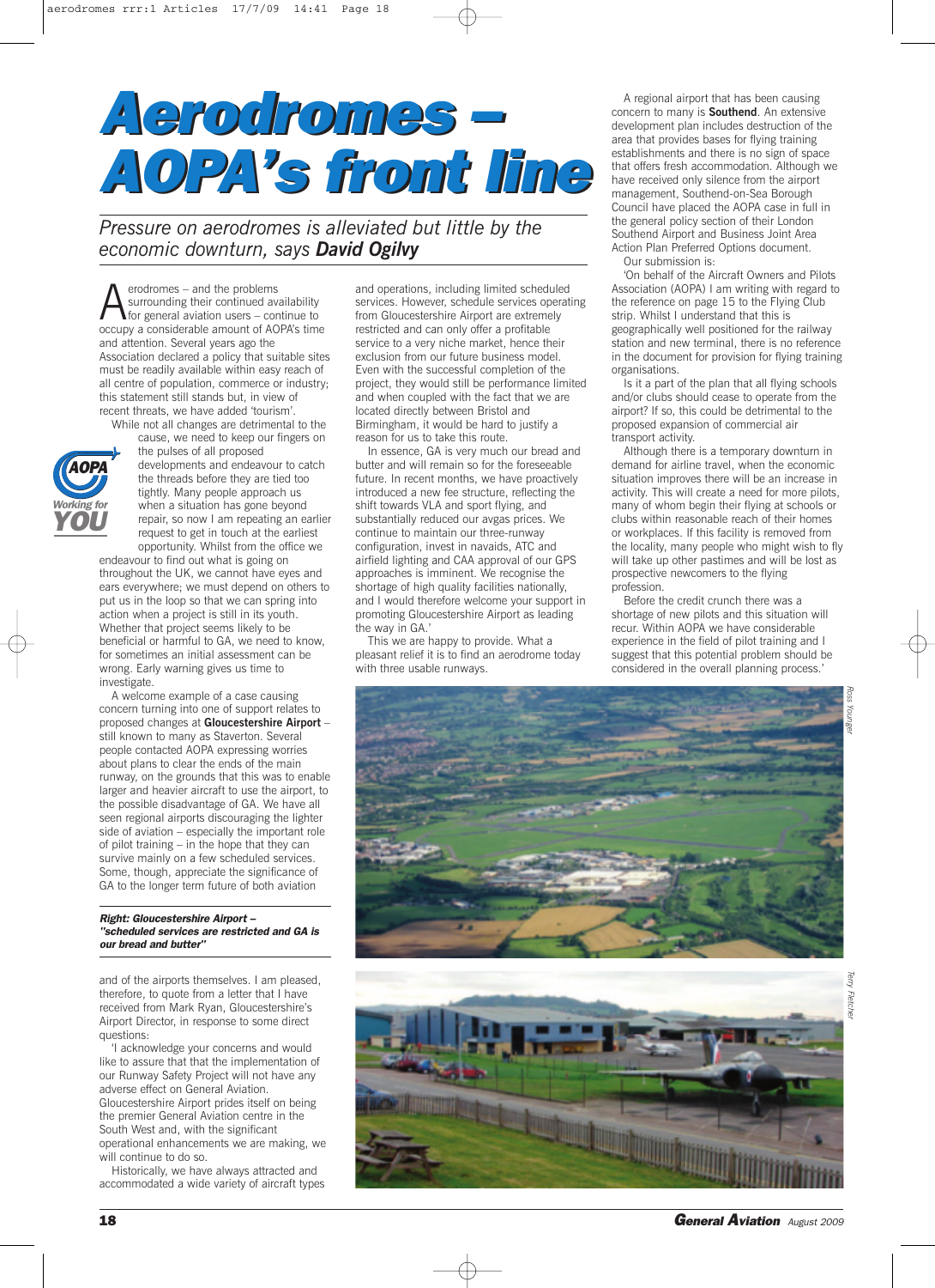# Aerodromes – AOPA's front line

*Pressure on aerodromes is alleviated but little by the economic downturn, says **David Ogilvy***

Aerodromes – and the problems surrounding their continued availability for general aviation users – continue to occupy a considerable amount of AOPA's time and attention. Several years ago the Association declared a policy that suitable sites must be readily available within easy reach of all centre of population, commerce or industry; this statement still stands but, in view of recent threats, we have added 'tourism'.

While not all changes are detrimental to the cause, we need to keep our fingers on the pulses of all proposed developments and endeavour to catch the threads before they are tied too tightly. Many people approach us when a situation has gone beyond repair, so now I am repeating an earlier request to get in touch at the earliest opportunity. Whilst from the office we endeavour to find out what is going on throughout the UK, we cannot have eyes and ears everywhere; we must depend on others to put us in the loop so that we can spring into action when a project is still in its youth. Whether that project seems likely to be beneficial or harmful to GA, we need to know, for sometimes an initial assessment can be wrong. Early warning gives us time to investigate.

A welcome example of a case causing concern turning into one of support relates to proposed changes at **Gloucestershire Airport** – still known to many as Staverton. Several people contacted AOPA expressing worries about plans to clear the ends of the main runway, on the grounds that this was to enable larger and heavier aircraft to use the airport, to the possible disadvantage of GA. We have all seen regional airports discouraging the lighter side of aviation – especially the important role of pilot training – in the hope that they can survive mainly on a few scheduled services. Some, though, appreciate the significance of GA to the longer term future of both aviation and of the airports themselves. I am pleased, therefore, to quote from a letter that I have received from Mark Ryan, Gloucestershire's Airport Director, in response to some direct questions:

'I acknowledge your concerns and would like to assure that that the implementation of our Runway Safety Project will not have any adverse effect on General Aviation. Gloucestershire Airport prides itself on being the premier General Aviation centre in the South West and, with the significant operational enhancements we are making, we will continue to do so.

Historically, we have always attracted and accommodated a wide variety of aircraft types and operations, including limited scheduled services. However, schedule services operating from Gloucestershire Airport are extremely restricted and can only offer a profitable service to a very niche market, hence their exclusion from our future business model. Even with the successful completion of the project, they would still be performance limited and when coupled with the fact that we are located directly between Bristol and Birmingham, it would be hard to justify a reason for us to take this route.

In essence, GA is very much our bread and butter and will remain so for the foreseeable future. In recent months, we have proactively introduced a new fee structure, reflecting the shift towards VLA and sport flying, and substantially reduced our avgas prices. We continue to maintain our three-runway configuration, invest in navaids, ATC and airfield lighting and CAA approval of our GPS approaches is imminent. We recognise the shortage of high quality facilities nationally, and I would therefore welcome your support in promoting Gloucestershire Airport as leading the way in GA.'

This we are happy to provide. What a pleasant relief it is to find an aerodrome today with three usable runways.

***Right: Gloucestershire Airport – "scheduled services are restricted and GA is our bread and butter"***

A regional airport that has been causing concern to many is **Southend**. An extensive development plan includes destruction of the area that provides bases for flying training establishments and there is no sign of space that offers fresh accommodation. Although we have received only silence from the airport management, Southend-on-Sea Borough Council have placed the AOPA case in full in the general policy section of their London Southend Airport and Business Joint Area Action Plan Preferred Options document.

Our submission is:

'On behalf of the Aircraft Owners and Pilots Association (AOPA) I am writing with regard to the reference on page 15 to the Flying Club strip. Whilst I understand that this is geographically well positioned for the railway station and new terminal, there is no reference in the document for provision for flying training organisations.

Is it a part of the plan that all flying schools and/or clubs should cease to operate from the airport? If so, this could be detrimental to the proposed expansion of commercial air transport activity.

Although there is a temporary downturn in demand for airline travel, when the economic situation improves there will be an increase in activity. This will create a need for more pilots, many of whom begin their flying at schools or clubs within reasonable reach of their homes or workplaces. If this facility is removed from the locality, many people who might wish to fly will take up other pastimes and will be lost as prospective newcomers to the flying profession.

Before the credit crunch there was a shortage of new pilots and this situation will recur. Within AOPA we have considerable experience in the field of pilot training and I suggest that this potential problem should be considered in the overall planning process.'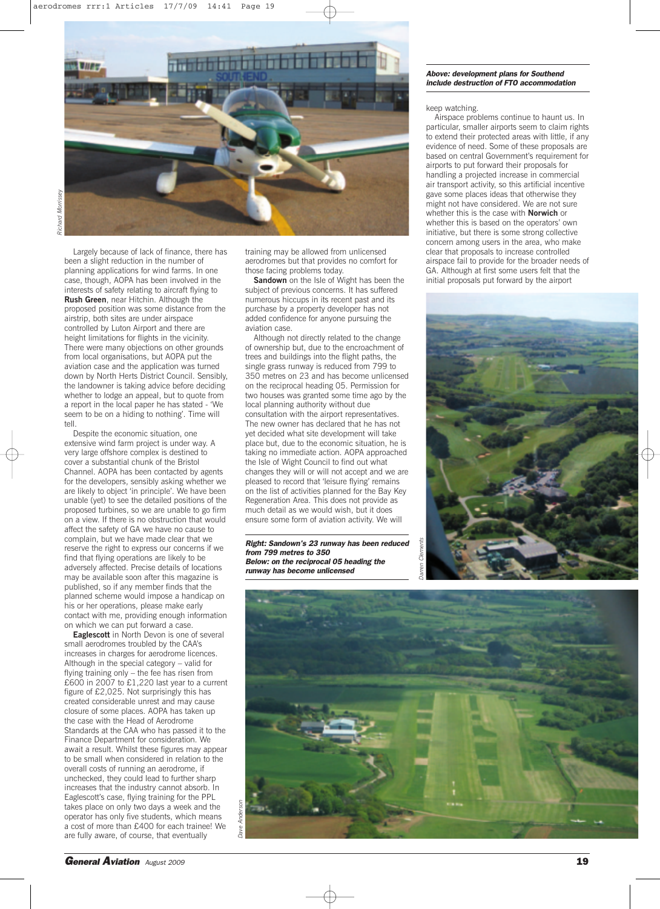*Above: development plans for Southend include destruction of FTO accommodation*

Largely because of lack of finance, there has been a slight reduction in the number of planning applications for wind farms. In one case, though, AOPA has been involved in the interests of safety relating to aircraft flying to **Rush Green**, near Hitchin. Although the proposed position was some distance from the airstrip, both sites are under airspace controlled by Luton Airport and there are height limitations for flights in the vicinity. There were many objections on other grounds from local organisations, but AOPA put the aviation case and the application was turned down by North Herts District Council. Sensibly, the landowner is taking advice before deciding whether to lodge an appeal, but to quote from a report in the local paper he has stated - 'We seem to be on a hiding to nothing'. Time will tell.

Despite the economic situation, one extensive wind farm project is under way. A very large offshore complex is destined to cover a substantial chunk of the Bristol Channel. AOPA has been contacted by agents for the developers, sensibly asking whether we are likely to object 'in principle'. We have been unable (yet) to see the detailed positions of the proposed turbines, so we are unable to go firm on a view. If there is no obstruction that would affect the safety of GA we have no cause to complain, but we have made clear that we reserve the right to express our concerns if we find that flying operations are likely to be adversely affected. Precise details of locations may be available soon after this magazine is published, so if any member finds that the planned scheme would impose a handicap on his or her operations, please make early contact with me, providing enough information on which we can put forward a case.

**Eaglescott** in North Devon is one of several small aerodromes troubled by the CAA's increases in charges for aerodrome licences. Although in the special category – valid for flying training only – the fee has risen from £600 in 2007 to £1,220 last year to a current figure of £2,025. Not surprisingly this has created considerable unrest and may cause closure of some places. AOPA has taken up the case with the Head of Aerodrome Standards at the CAA who has passed it to the Finance Department for consideration. We await a result. Whilst these figures may appear to be small when considered in relation to the overall costs of running an aerodrome, if unchecked, they could lead to further sharp increases that the industry cannot absorb. In Eaglescott's case, flying training for the PPL takes place on only two days a week and the operator has only five students, which means a cost of more than £400 for each trainee! We are fully aware, of course, that eventually training may be allowed from unlicensed aerodromes but that provides no comfort for those facing problems today.

**Sandown** on the Isle of Wight has been the subject of previous concerns. It has suffered numerous hiccups in its recent past and its purchase by a property developer has not added confidence for anyone pursuing the aviation case.

Although not directly related to the change of ownership but, due to the encroachment of trees and buildings into the flight paths, the single grass runway is reduced from 799 to 350 metres on 23 and has become unlicensed on the reciprocal heading 05. Permission for two houses was granted some time ago by the local planning authority without due consultation with the airport representatives. The new owner has declared that he has not yet decided what site development will take place but, due to the economic situation, he is taking no immediate action. AOPA approached the Isle of Wight Council to find out what changes they will or will not accept and we are pleased to record that 'leisure flying' remains on the list of activities planned for the Bay Key Regeneration Area. This does not provide as much detail as we would wish, but it does ensure some form of aviation activity. We will keep watching.

*Right: Sandown's 23 runway has been reduced from 799 metres to 350*
*Below: on the reciprocal 05 heading the runway has become unlicensed*

Airspace problems continue to haunt us. In particular, smaller airports seem to claim rights to extend their protected areas with little, if any evidence of need. Some of these proposals are based on central Government's requirement for airports to put forward their proposals for handling a projected increase in commercial air transport activity, so this artificial incentive gave some places ideas that otherwise they might not have considered. We are not sure whether this is the case with **Norwich** or whether this is based on the operators' own initiative, but there is some strong collective concern among users in the area, who make clear that proposals to increase controlled airspace fail to provide for the broader needs of GA. Although at first some users felt that the initial proposals put forward by the airport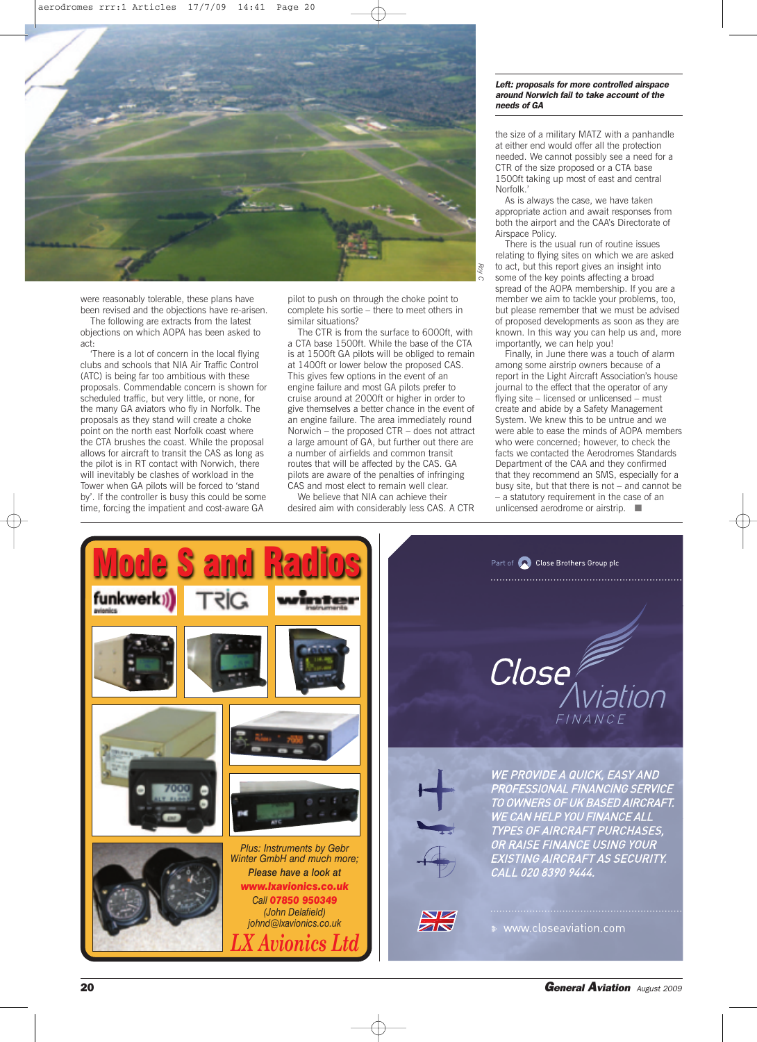*Left: proposals for more controlled airspace around Norwich fail to take account of the needs of GA*

were reasonably tolerable, these plans have been revised and the objections have re-arisen.

The following are extracts from the latest objections on which AOPA has been asked to act:

'There is a lot of concern in the local flying clubs and schools that NIA Air Traffic Control (ATC) is being far too ambitious with these proposals. Commendable concern is shown for scheduled traffic, but very little, or none, for the many GA aviators who fly in Norfolk. The proposals as they stand will create a choke point on the north east Norfolk coast where the CTA brushes the coast. While the proposal allows for aircraft to transit the CAS as long as the pilot is in RT contact with Norwich, there will inevitably be clashes of workload in the Tower when GA pilots will be forced to 'stand by'. If the controller is busy this could be some time, forcing the impatient and cost-aware GA pilot to push on through the choke point to complete his sortie – there to meet others in similar situations?

The CTR is from the surface to 6000ft, with a CTA base 1500ft. While the base of the CTA is at 1500ft GA pilots will be obliged to remain at 1400ft or lower below the proposed CAS. This gives few options in the event of an engine failure and most GA pilots prefer to cruise around at 2000ft or higher in order to give themselves a better chance in the event of an engine failure. The area immediately round Norwich – the proposed CTR – does not attract a large amount of GA, but further out there are a number of airfields and common transit routes that will be affected by the CAS. GA pilots are aware of the penalties of infringing CAS and most elect to remain well clear.

We believe that NIA can achieve their desired aim with considerably less CAS. A CTR the size of a military MATZ with a panhandle at either end would offer all the protection needed. We cannot possibly see a need for a CTR of the size proposed or a CTA base 1500ft taking up most of east and central Norfolk.'

As is always the case, we have taken appropriate action and await responses from both the airport and the CAA's Directorate of Airspace Policy.

There is the usual run of routine issues relating to flying sites on which we are asked to act, but this report gives an insight into some of the key points affecting a broad spread of the AOPA membership. If you are a member we aim to tackle your problems, too, but please remember that we must be advised of proposed developments as soon as they are known. In this way you can help us and, more importantly, we can help you!

Finally, in June there was a touch of alarm among some airstrip owners because of a report in the Light Aircraft Association's house journal to the effect that the operator of any flying site – licensed or unlicensed – must create and abide by a Safety Management System. We knew this to be untrue and we were able to ease the minds of AOPA members who were concerned; however, to check the facts we contacted the Aerodromes Standards Department of the CAA and they confirmed that they recommend an SMS, especially for a busy site, but that there is not – and cannot be – a statutory requirement in the case of an unlicensed aerodrome or airstrip. ■

**Mode S and Radios**

funkwerk avionics | TRIG | winter instruments

Plus: Instruments by Gebr Winter GmbH and much more;
Please have a look at
**www.lxavionics.co.uk**
Call **07850 950349**
(John Delafield)
johnd@lxavionics.co.uk
**LX Avionics Ltd**

Part of Close Brothers Group plc

**Close Aviation FINANCE**

WE PROVIDE A QUICK, EASY AND PROFESSIONAL FINANCING SERVICE TO OWNERS OF UK BASED AIRCRAFT. WE CAN HELP YOU FINANCE ALL TYPES OF AIRCRAFT PURCHASES, OR RAISE FINANCE USING YOUR EXISTING AIRCRAFT AS SECURITY. CALL 020 8390 9444.

www.closeaviation.com